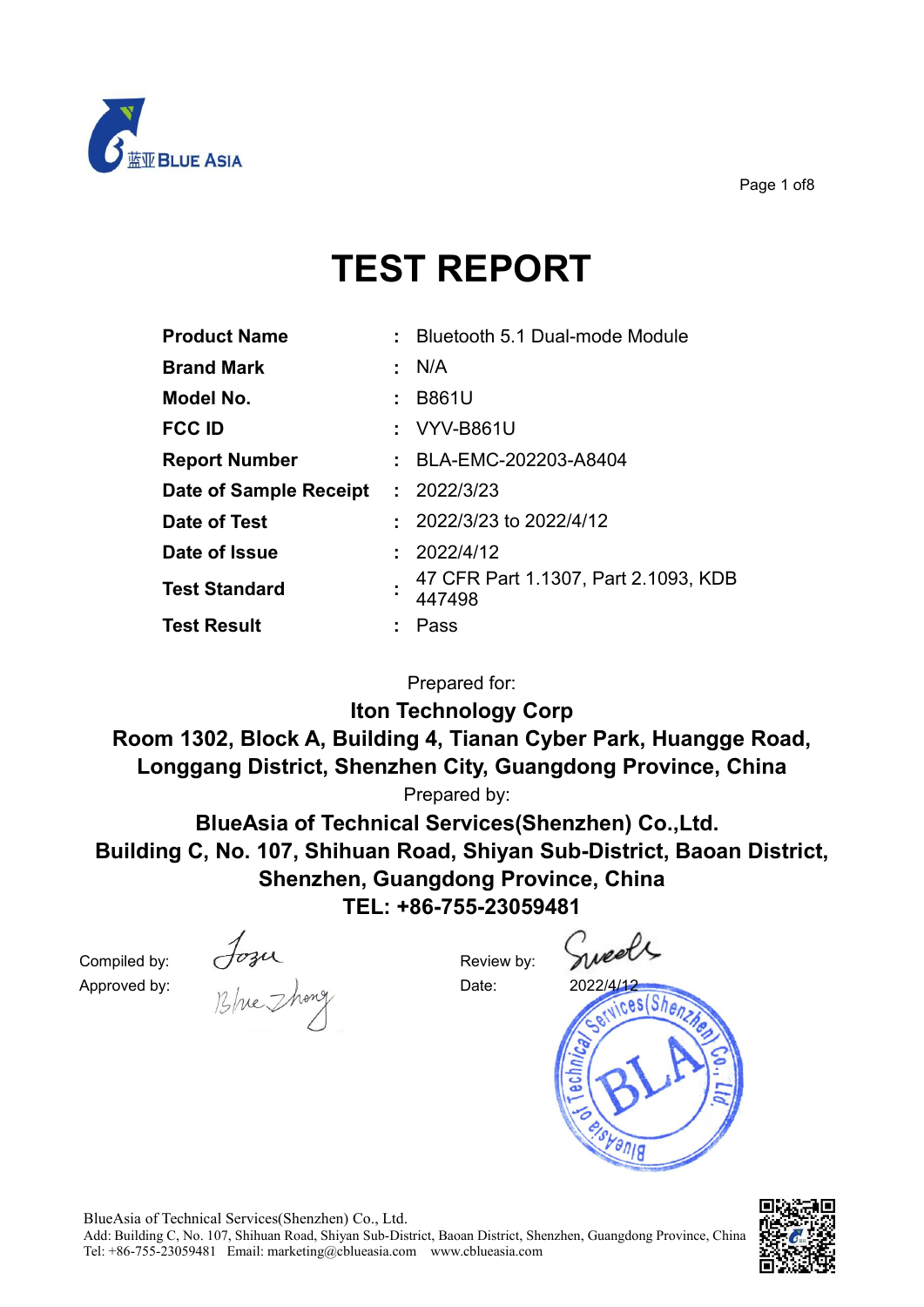# TEST REPORT

| | | |
|---|---|---|
| **Product Name** | : | Bluetooth 5.1 Dual-mode Module |
| **Brand Mark** | : | N/A |
| **Model No.** | : | B861U |
| **FCC ID** | : | VYV-B861U |
| **Report Number** | : | BLA-EMC-202203-A8404 |
| **Date of Sample Receipt** | : | 2022/3/23 |
| **Date of Test** | : | 2022/3/23 to 2022/4/12 |
| **Date of Issue** | : | 2022/4/12 |
| **Test Standard** | : | 47 CFR Part 1.1307, Part 2.1093, KDB 447498 |
| **Test Result** | : | Pass |

Prepared for:

**Iton Technology Corp**

**Room 1302, Block A, Building 4, Tianan Cyber Park, Huangge Road, Longgang District, Shenzhen City, Guangdong Province, China**

Prepared by:

**BlueAsia of Technical Services(Shenzhen) Co.,Ltd.**

**Building C, No. 107, Shihuan Road, Shiyan Sub-District, Baoan District, Shenzhen, Guangdong Province, China**

**TEL: +86-755-23059481**

Compiled by: Jozu

Review by: Sweets

Approved by: Blue Zhang

Date: 2022/4/12

BlueAsia of Technical Services(Shenzhen) Co., Ltd.
Add: Building C, No. 107, Shihuan Road, Shiyan Sub-District, Baoan District, Shenzhen, Guangdong Province, China
Tel: +86-755-23059481 Email: marketing@cblueasia.com www.cblueasia.com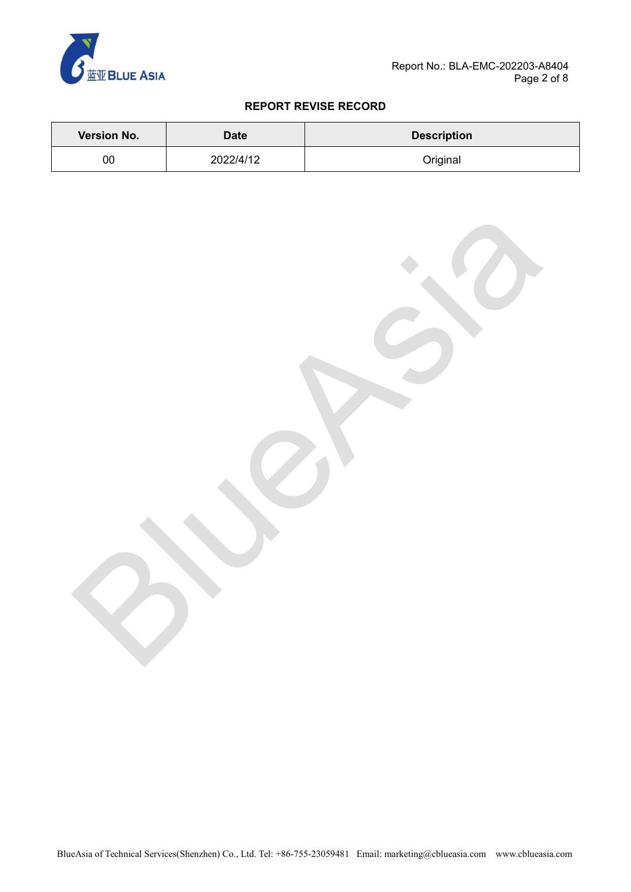## REPORT REVISE RECORD

| Version No. | Date | Description |
|---|---|---|
| 00 | 2022/4/12 | Original |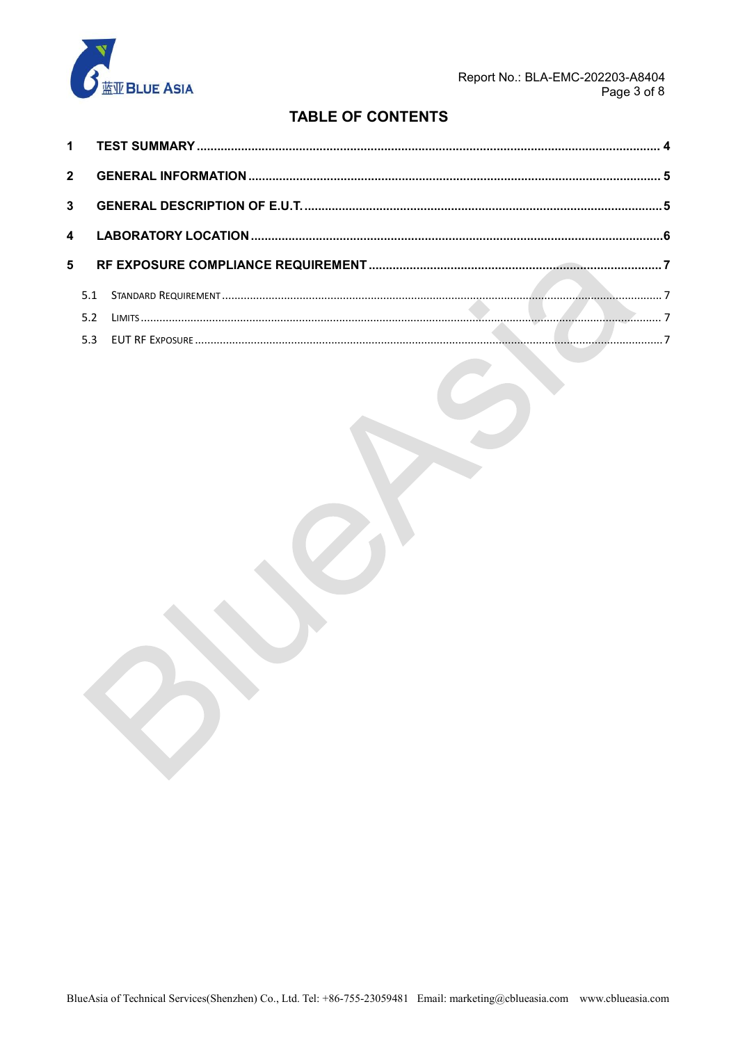# TABLE OF CONTENTS

| | | |
|---|---|---|
| 1 | TEST SUMMARY | 4 |
| 2 | GENERAL INFORMATION | 5 |
| 3 | GENERAL DESCRIPTION OF E.U.T. | 5 |
| 4 | LABORATORY LOCATION | 6 |
| 5 | RF EXPOSURE COMPLIANCE REQUIREMENT | 7 |
| 5.1 | STANDARD REQUIREMENT | 7 |
| 5.2 | LIMITS | 7 |
| 5.3 | EUT RF EXPOSURE | 7 |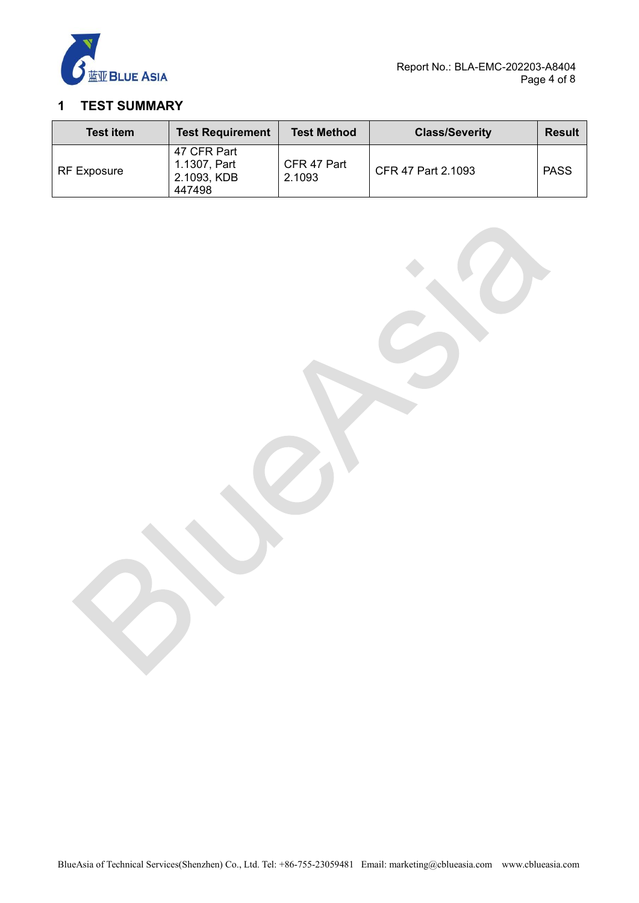# 1 TEST SUMMARY

| Test item | Test Requirement | Test Method | Class/Severity | Result |
|---|---|---|---|---|
| RF Exposure | 47 CFR Part 1.1307, Part 2.1093, KDB 447498 | CFR 47 Part 2.1093 | CFR 47 Part 2.1093 | PASS |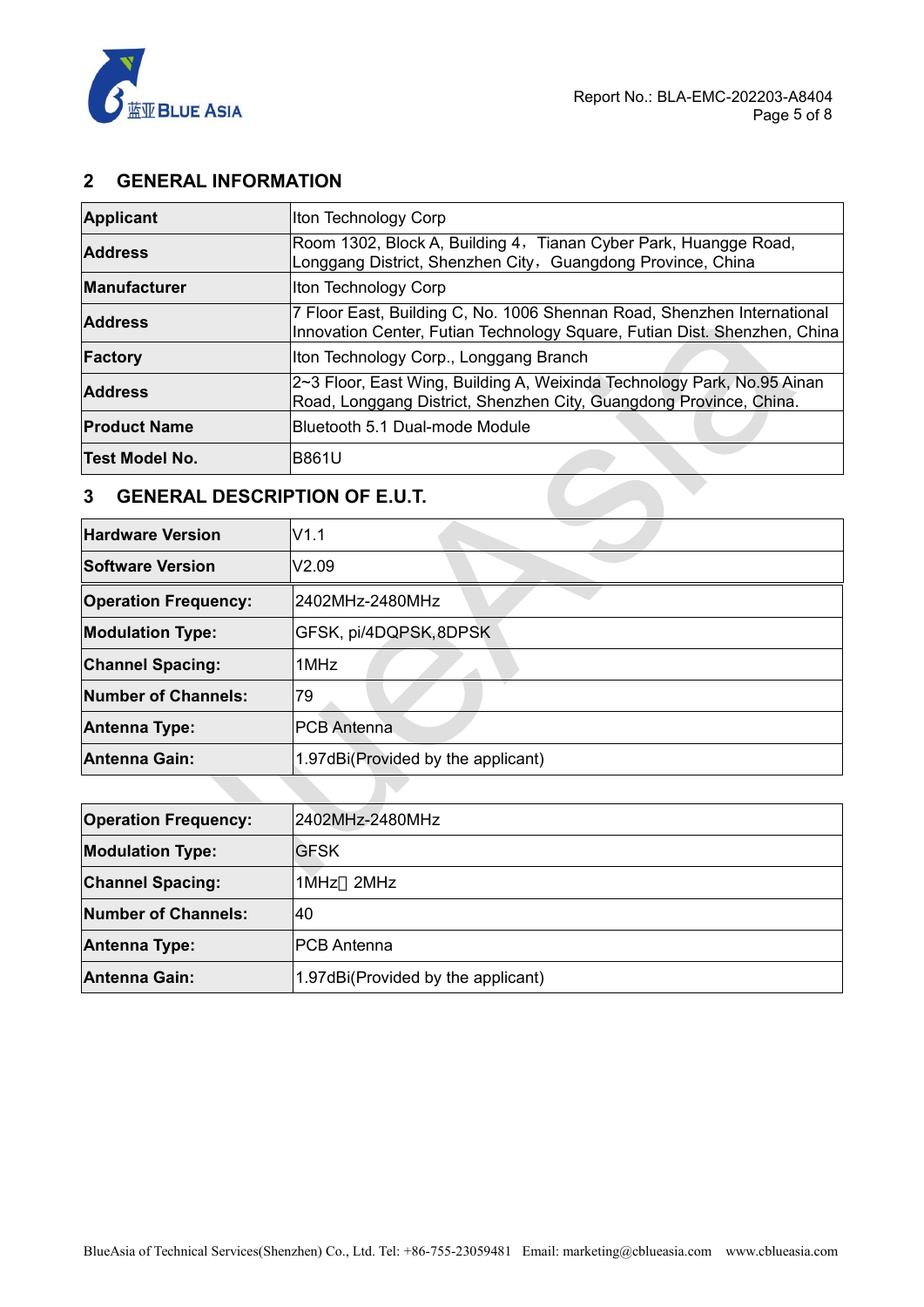## 2 GENERAL INFORMATION

| | |
|---|---|
| **Applicant** | Iton Technology Corp |
| **Address** | Room 1302, Block A, Building 4，Tianan Cyber Park, Huangge Road, Longgang District, Shenzhen City，Guangdong Province, China |
| **Manufacturer** | Iton Technology Corp |
| **Address** | 7 Floor East, Building C, No. 1006 Shennan Road, Shenzhen International Innovation Center, Futian Technology Square, Futian Dist. Shenzhen, China |
| **Factory** | Iton Technology Corp., Longgang Branch |
| **Address** | 2~3 Floor, East Wing, Building A, Weixinda Technology Park, No.95 Ainan Road, Longgang District, Shenzhen City, Guangdong Province, China. |
| **Product Name** | Bluetooth 5.1 Dual-mode Module |
| **Test Model No.** | B861U |

## 3 GENERAL DESCRIPTION OF E.U.T.

| | |
|---|---|
| **Hardware Version** | V1.1 |
| **Software Version** | V2.09 |
| **Operation Frequency:** | 2402MHz-2480MHz |
| **Modulation Type:** | GFSK, pi/4DQPSK,8DPSK |
| **Channel Spacing:** | 1MHz |
| **Number of Channels:** | 79 |
| **Antenna Type:** | PCB Antenna |
| **Antenna Gain:** | 1.97dBi(Provided by the applicant) |

| | |
|---|---|
| **Operation Frequency:** | 2402MHz-2480MHz |
| **Modulation Type:** | GFSK |
| **Channel Spacing:** | 1MHz、2MHz |
| **Number of Channels:** | 40 |
| **Antenna Type:** | PCB Antenna |
| **Antenna Gain:** | 1.97dBi(Provided by the applicant) |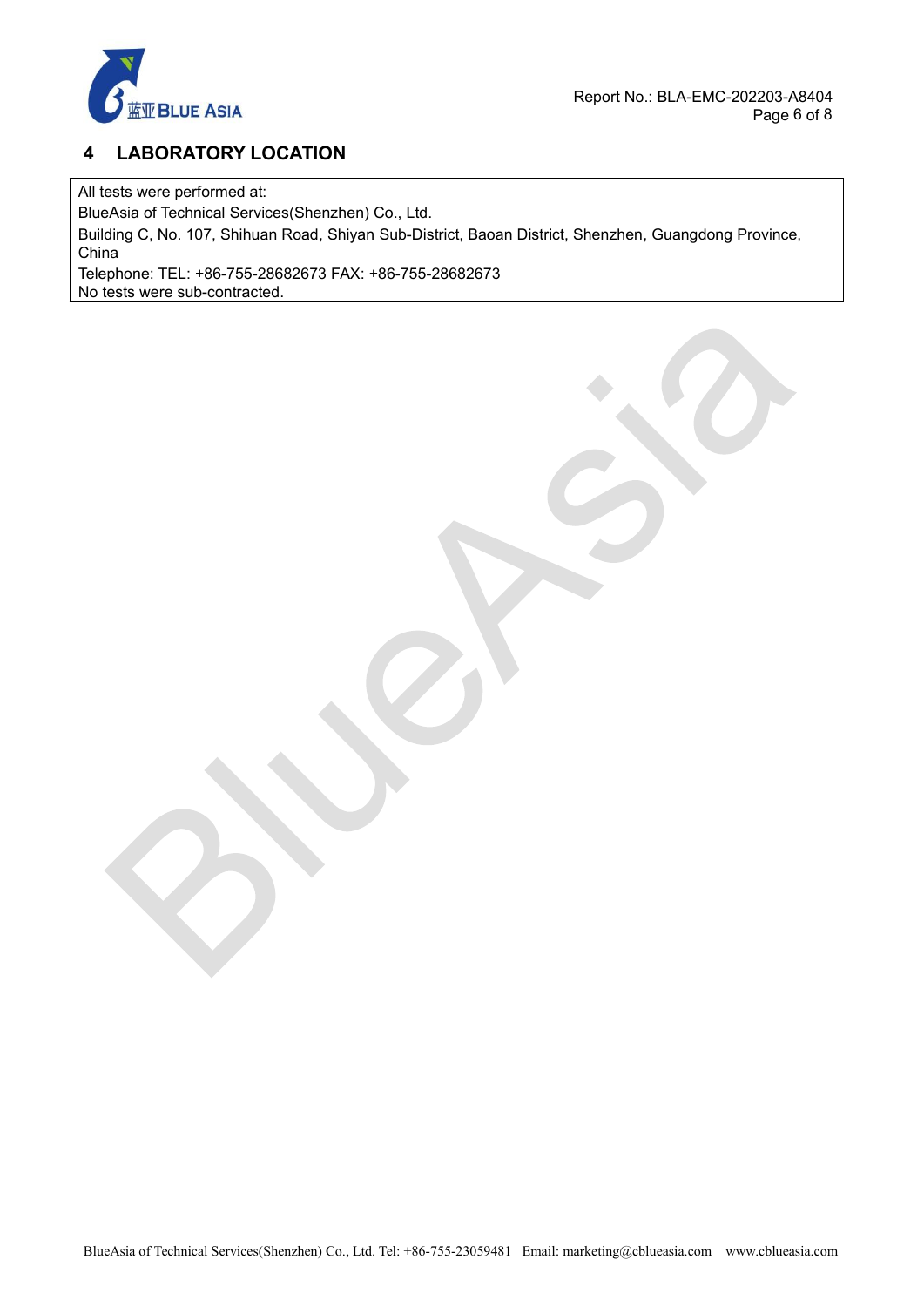## 4 LABORATORY LOCATION

All tests were performed at:
BlueAsia of Technical Services(Shenzhen) Co., Ltd.
Building C, No. 107, Shihuan Road, Shiyan Sub-District, Baoan District, Shenzhen, Guangdong Province, China
Telephone: TEL: +86-755-28682673 FAX: +86-755-28682673
No tests were sub-contracted.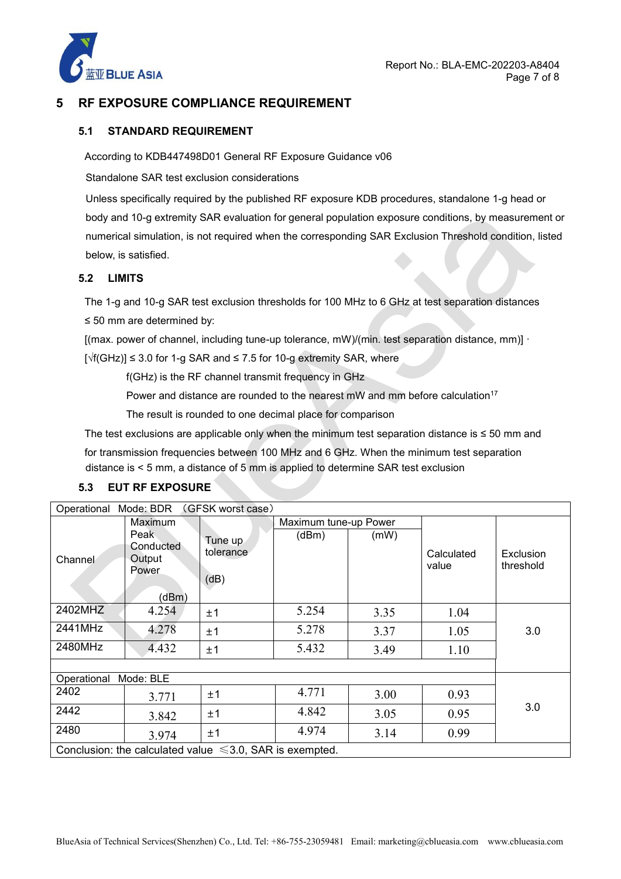## 5 RF EXPOSURE COMPLIANCE REQUIREMENT

### 5.1 STANDARD REQUIREMENT

According to KDB447498D01 General RF Exposure Guidance v06

Standalone SAR test exclusion considerations

Unless specifically required by the published RF exposure KDB procedures, standalone 1-g head or body and 10-g extremity SAR evaluation for general population exposure conditions, by measurement or numerical simulation, is not required when the corresponding SAR Exclusion Threshold condition, listed below, is satisfied.

### 5.2 LIMITS

The 1-g and 10-g SAR test exclusion thresholds for 100 MHz to 6 GHz at test separation distances ≤ 50 mm are determined by:

[(max. power of channel, including tune-up tolerance, mW)/(min. test separation distance, mm)] · [√f(GHz)] ≤ 3.0 for 1-g SAR and ≤ 7.5 for 10-g extremity SAR, where

f(GHz) is the RF channel transmit frequency in GHz

Power and distance are rounded to the nearest mW and mm before calculation[17]

The result is rounded to one decimal place for comparison

The test exclusions are applicable only when the minimum test separation distance is ≤ 50 mm and for transmission frequencies between 100 MHz and 6 GHz. When the minimum test separation distance is < 5 mm, a distance of 5 mm is applied to determine SAR test exclusion

### 5.3 EUT RF EXPOSURE

| Operational Mode: BDR （GFSK worst case） | | | | | | |
|---|---|---|---|---|---|---|
| Channel | Maximum Peak Conducted Output Power (dBm) | Tune up tolerance (dB) | Maximum tune-up Power (dBm) | Maximum tune-up Power (mW) | Calculated value | Exclusion threshold |
| 2402MHZ | 4.254 | ±1 | 5.254 | 3.35 | 1.04 | 3.0 |
| 2441MHz | 4.278 | ±1 | 5.278 | 3.37 | 1.05 | |
| 2480MHz | 4.432 | ±1 | 5.432 | 3.49 | 1.10 | |
| | | | | | | |
| Operational Mode: BLE | | | | | | |
| 2402 | 3.771 | ±1 | 4.771 | 3.00 | 0.93 | 3.0 |
| 2442 | 3.842 | ±1 | 4.842 | 3.05 | 0.95 | |
| 2480 | 3.974 | ±1 | 4.974 | 3.14 | 0.99 | |
| Conclusion: the calculated value ≤3.0, SAR is exempted. | | | | | | |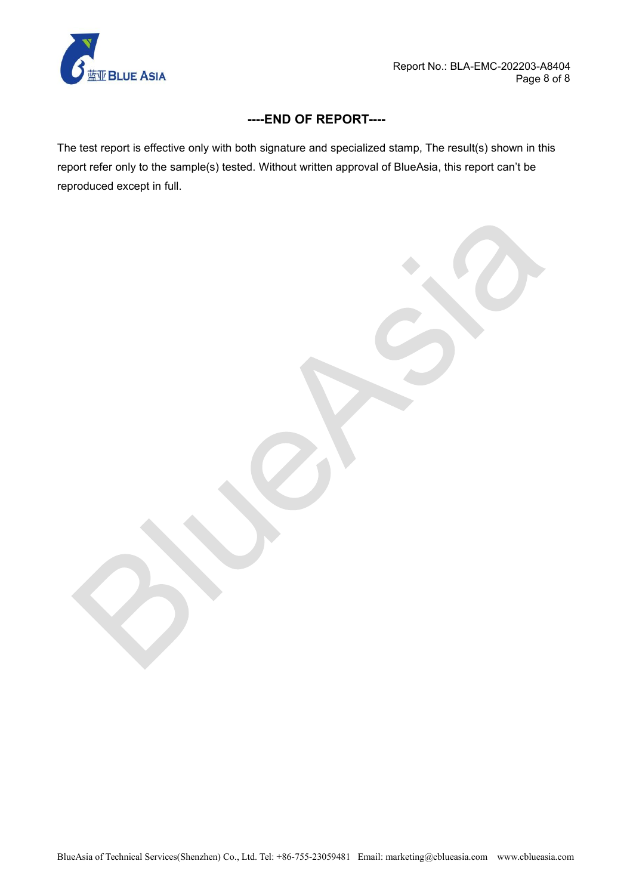**----END OF REPORT----**

The test report is effective only with both signature and specialized stamp, The result(s) shown in this report refer only to the sample(s) tested. Without written approval of BlueAsia, this report can't be reproduced except in full.